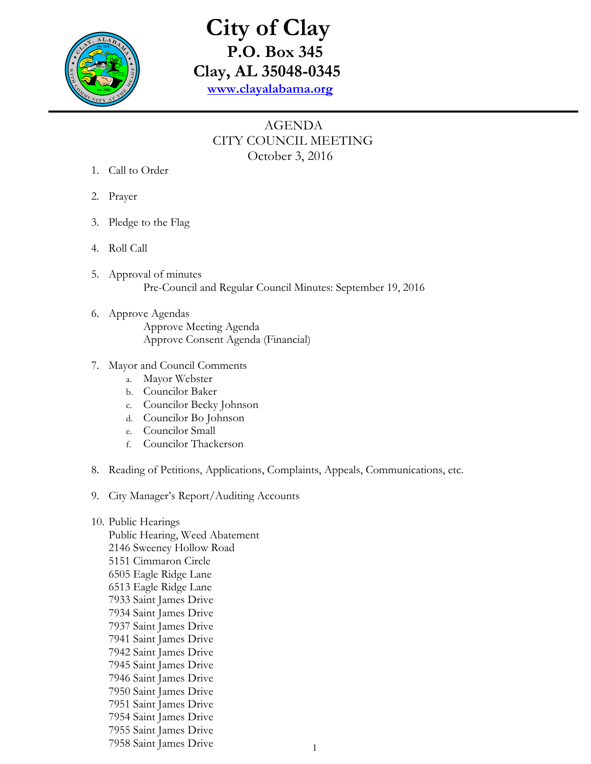# City of Clay

**P.O. Box 345**

**Clay, AL 35048-0345**

**www.clayalabama.org**

AGENDA
CITY COUNCIL MEETING
October 3, 2016

1. Call to Order

2. Prayer

3. Pledge to the Flag

4. Roll Call

5. Approval of minutes
   Pre-Council and Regular Council Minutes: September 19, 2016

6. Approve Agendas
   Approve Meeting Agenda
   Approve Consent Agenda (Financial)

7. Mayor and Council Comments
   a. Mayor Webster
   b. Councilor Baker
   c. Councilor Becky Johnson
   d. Councilor Bo Johnson
   e. Councilor Small
   f. Councilor Thackerson

8. Reading of Petitions, Applications, Complaints, Appeals, Communications, etc.

9. City Manager's Report/Auditing Accounts

10. Public Hearings
    Public Hearing, Weed Abatement
    2146 Sweeney Hollow Road
    5151 Cimmaron Circle
    6505 Eagle Ridge Lane
    6513 Eagle Ridge Lane
    7933 Saint James Drive
    7934 Saint James Drive
    7937 Saint James Drive
    7941 Saint James Drive
    7942 Saint James Drive
    7945 Saint James Drive
    7946 Saint James Drive
    7950 Saint James Drive
    7951 Saint James Drive
    7954 Saint James Drive
    7955 Saint James Drive
    7958 Saint James Drive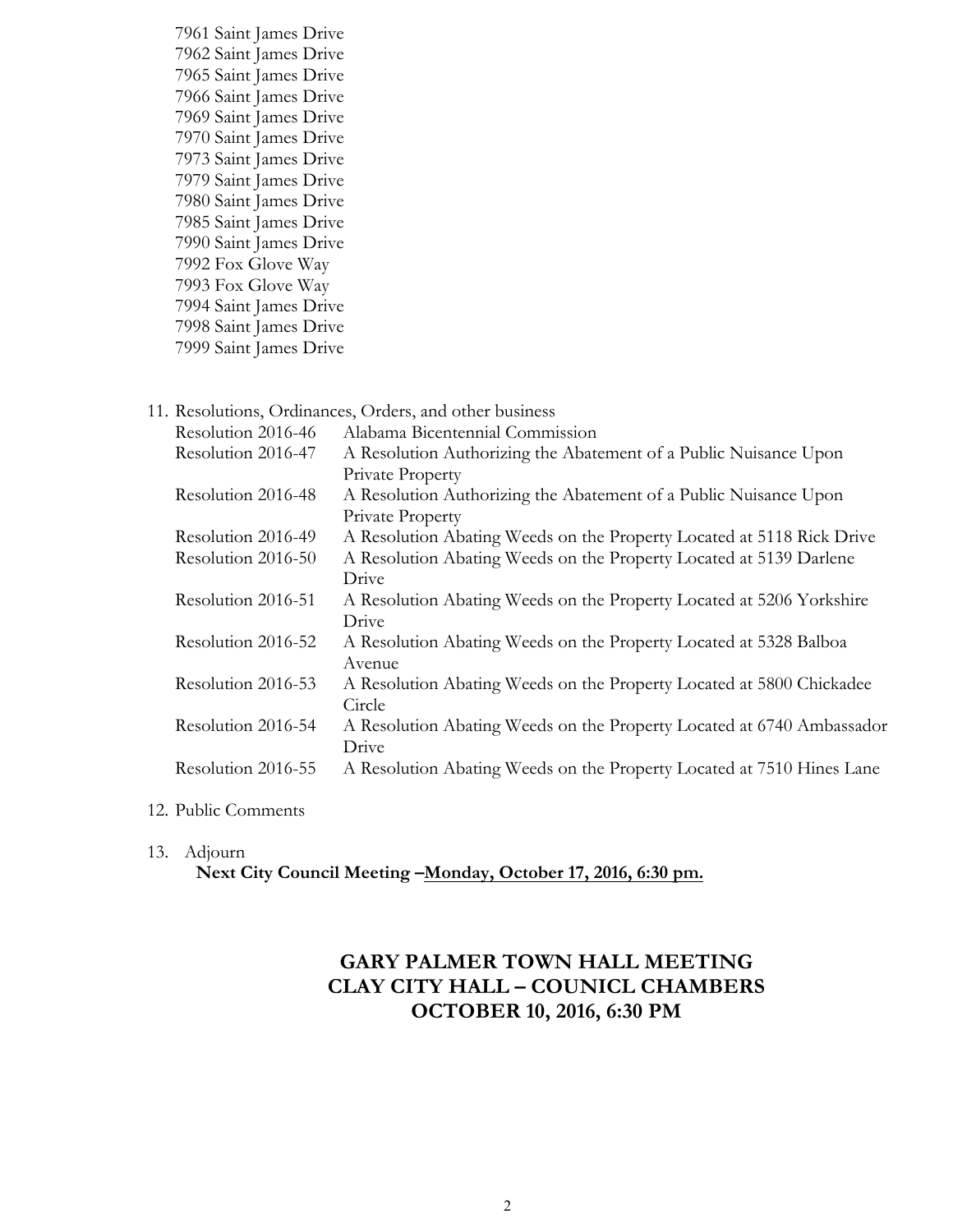7961 Saint James Drive
7962 Saint James Drive
7965 Saint James Drive
7966 Saint James Drive
7969 Saint James Drive
7970 Saint James Drive
7973 Saint James Drive
7979 Saint James Drive
7980 Saint James Drive
7985 Saint James Drive
7990 Saint James Drive
7992 Fox Glove Way
7993 Fox Glove Way
7994 Saint James Drive
7998 Saint James Drive
7999 Saint James Drive

11. Resolutions, Ordinances, Orders, and other business

| | |
|---|---|
| Resolution 2016-46 | Alabama Bicentennial Commission |
| Resolution 2016-47 | A Resolution Authorizing the Abatement of a Public Nuisance Upon Private Property |
| Resolution 2016-48 | A Resolution Authorizing the Abatement of a Public Nuisance Upon Private Property |
| Resolution 2016-49 | A Resolution Abating Weeds on the Property Located at 5118 Rick Drive |
| Resolution 2016-50 | A Resolution Abating Weeds on the Property Located at 5139 Darlene Drive |
| Resolution 2016-51 | A Resolution Abating Weeds on the Property Located at 5206 Yorkshire Drive |
| Resolution 2016-52 | A Resolution Abating Weeds on the Property Located at 5328 Balboa Avenue |
| Resolution 2016-53 | A Resolution Abating Weeds on the Property Located at 5800 Chickadee Circle |
| Resolution 2016-54 | A Resolution Abating Weeds on the Property Located at 6740 Ambassador Drive |
| Resolution 2016-55 | A Resolution Abating Weeds on the Property Located at 7510 Hines Lane |

12. Public Comments

13. Adjourn

**Next City Council Meeting –Monday, October 17, 2016, 6:30 pm.**

**GARY PALMER TOWN HALL MEETING**
**CLAY CITY HALL – COUNICL CHAMBERS**
**OCTOBER 10, 2016, 6:30 PM**